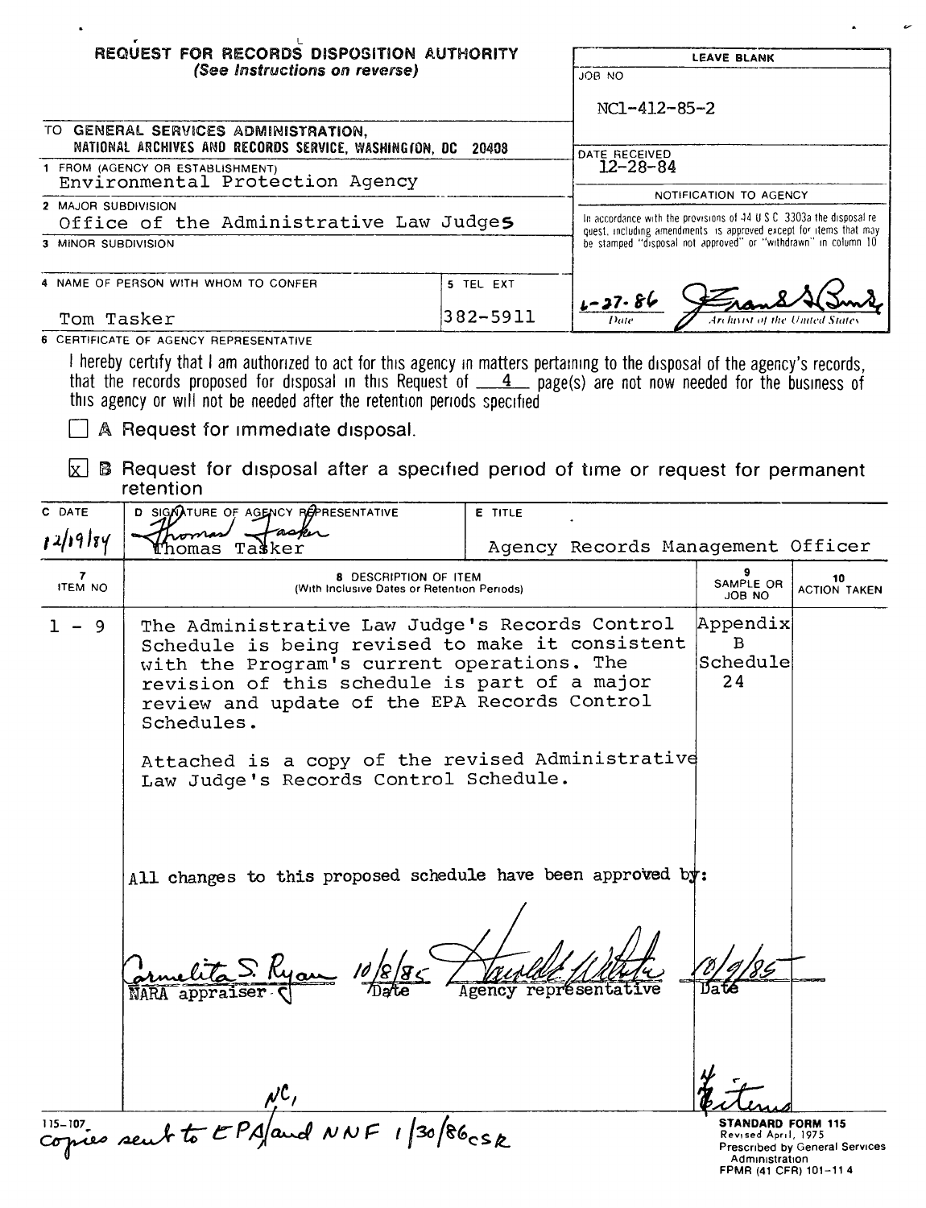## REQUEST FOR RECORDS DISPOSITION AUTHORITY
*(See Instructions on reverse)*

| LEAVE BLANK |
|---|
| JOB NO NC1-412-85-2 |
| DATE RECEIVED 12-28-84 |
| NOTIFICATION TO AGENCY |
| In accordance with the provisions of 44 U S C 3303a the disposal request, including amendments is approved except for items that may be stamped "disposal not approved" or "withdrawn" in column 10 |
| 6-27-86 Date — Archivist of the United States |

TO **GENERAL SERVICES ADMINISTRATION, NATIONAL ARCHIVES AND RECORDS SERVICE, WASHINGTON, DC 20408**

1 FROM (AGENCY OR ESTABLISHMENT)
Environmental Protection Agency

2 MAJOR SUBDIVISION
Office of the Administrative Law Judges

3 MINOR SUBDIVISION

4 NAME OF PERSON WITH WHOM TO CONFER
Tom Tasker

5 TEL EXT
382-5911

6 CERTIFICATE OF AGENCY REPRESENTATIVE

I hereby certify that I am authorized to act for this agency in matters pertaining to the disposal of the agency's records, that the records proposed for disposal in this Request of 4 page(s) are not now needed for the business of this agency or will not be needed after the retention periods specified

☐ A Request for immediate disposal.

☒ B Request for disposal after a specified period of time or request for permanent retention

| C DATE | D SIGNATURE OF AGENCY REPRESENTATIVE | E TITLE |
|---|---|---|
| 12/19/84 | Thomas Tasker | Agency Records Management Officer |

| 7 ITEM NO | 8 DESCRIPTION OF ITEM (With Inclusive Dates or Retention Periods) | 9 SAMPLE OR JOB NO | 10 ACTION TAKEN |
|---|---|---|---|
| 1 - 9 | The Administrative Law Judge's Records Control Schedule is being revised to make it consistent with the Program's current operations. The revision of this schedule is part of a major review and update of the EPA Records Control Schedules.<br><br>Attached is a copy of the revised Administrative Law Judge's Records Control Schedule.<br><br>All changes to this proposed schedule have been approved by:<br><br>Carmelita S. Ryan 10/8/85 — NARA appraiser, Date<br>Agency representative 10/9/85 — Date | Appendix B Schedule 24 | |

4 items

NC, copies sent to EPA and NNF 1/30/86 csk

115-107

**STANDARD FORM 115**
Revised April, 1975
Prescribed by General Services Administration
FPMR (41 CFR) 101-11 4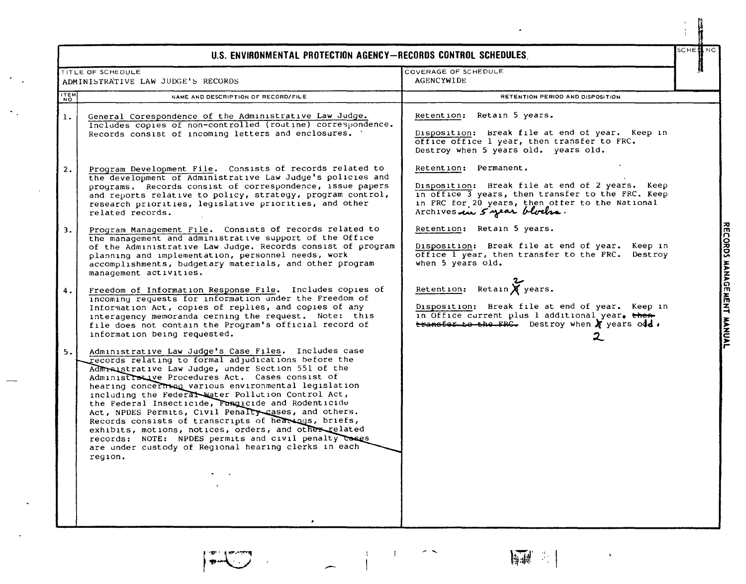# U.S. ENVIRONMENTAL PROTECTION AGENCY—RECORDS CONTROL SCHEDULES

| TITLE OF SCHEDULE | COVERAGE OF SCHEDULE | SCHED NO |
|---|---|---|
| ADMINISTRATIVE LAW JUDGE'S RECORDS | AGENCYWIDE | |

| ITEM NO | NAME AND DESCRIPTION OF RECORD/FILE | RETENTION PERIOD AND DISPOSITION |
|---|---|---|
| 1. | General Corespondence of the Administrative Law Judge. Includes copies of non-controlled (routine) correspondence. Records consist of incoming letters and enclosures. | Retention: Retain 5 years.<br><br>Disposition: Break file at end of year. Keep in office office 1 year, then transfer to FRC. Destroy when 5 years old. years old. |
| 2. | Program Development File. Consists of records related to the development of Administrative Law Judge's policies and programs. Records consist of correspondence, issue papers and reports relative to policy, strategy, program control, research priorities, legislative priorities, and other related records. | Retention: Permanent.<br><br>Disposition: Break file at end of 2 years. Keep in office 3 years, then transfer to the FRC. Keep in FRC for 20 years, then offer to the National Archives in 5 year blocks. |
| 3. | Program Management File. Consists of records related to the management and administrative support of the Office of the Administrative Law Judge. Records consist of program planning and implementation, personnel needs, work accomplishments, budgetary materials, and other program management activities. | Retention: Retain 5 years.<br><br>Disposition: Break file at end of year. Keep in office 1 year, then transfer to the FRC. Destroy when 5 years old. |
| 4. | Freedom of Information Response File. Includes copies of incoming requests for information under the Freedom of Information Act, copies of replies, and copies of any interagency memoranda cerning the request. Note: this file does not contain the Program's official record of information being requested. | Retention: Retain ~~X~~ 2 years.<br><br>Disposition: Break file at end of year. Keep in in Office current plus 1 additional year. ~~then transfer to the FRC.~~ Destroy when ~~X~~ 2 years old. |
| 5. | ~~Administrative Law Judge's Case Files. Includes case records relating to formal adjudications before the Administrative Law Judge, under Section 551 of the Administrative Procedures Act. Cases consist of hearing concerning various environmental legislation including the Federal Water Pollution Control Act, the Federal Insecticide, Fungicide and Rodenticide Act, NPDES Permits, Civil Penalty cases, and others. Records consists of transcripts of hearings, briefs, exhibits, motions, notices, orders, and other related records: NOTE: NPDES permits and civil penalty cases are under custody of Regional hearing clerks in each region.~~ | |

RECORDS MANAGEMENT MANUAL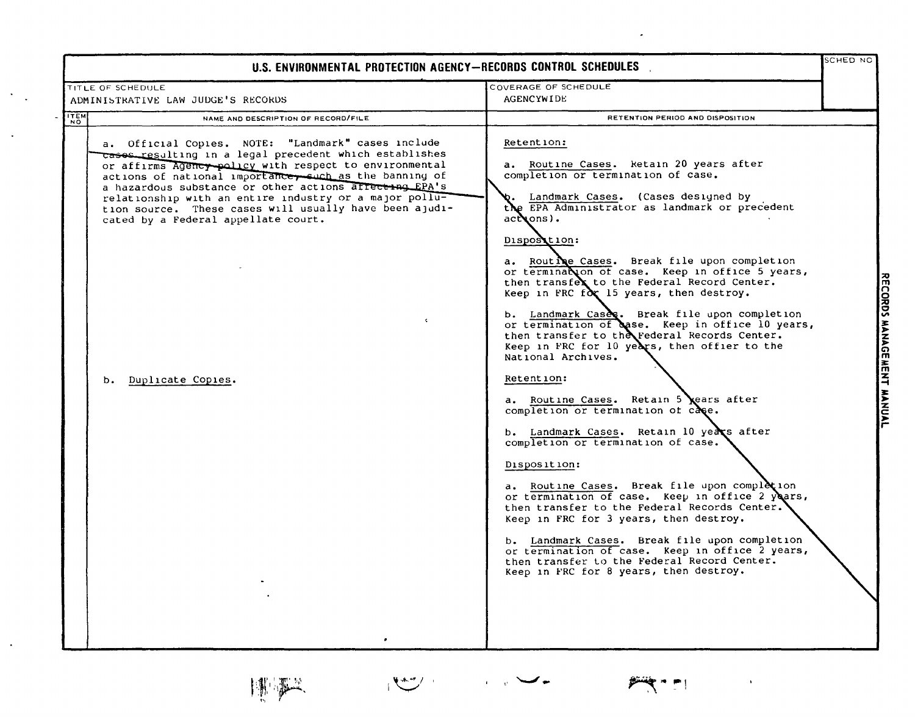# U.S. ENVIRONMENTAL PROTECTION AGENCY—RECORDS CONTROL SCHEDULES

| TITLE OF SCHEDULE | COVERAGE OF SCHEDULE | SCHED NO |
|---|---|---|
| ADMINISTRATIVE LAW JUDGE'S RECORDS | AGENCYWIDE | |

| ITEM NO | NAME AND DESCRIPTION OF RECORD/FILE | RETENTION PERIOD AND DISPOSITION |
|---|---|---|
| | a. Official Copies. NOTE: "Landmark" cases include cases resulting in a legal precedent which establishes or affirms Agency policy with respect to environmental actions of national importance, such as the banning of a hazardous substance or other actions affecting EPA's relationship with an entire industry or a major pollution source. These cases will usually have been ajudicated by a Federal appellate court. | Retention:<br><br>a. Routine Cases. Retain 20 years after completion or termination of case.<br><br>b. Landmark Cases. (Cases designed by the EPA Administrator as landmark or precedent actions).<br><br>Disposition:<br><br>a. Routine Cases. Break file upon completion or termination of case. Keep in office 5 years, then transfer to the Federal Record Center. Keep in FRC for 15 years, then destroy.<br><br>b. Landmark Cases. Break file upon completion or termination of case. Keep in office 10 years, then transfer to the Federal Records Center. Keep in FRC for 10 years, then offier to the National Archives. |
| | b. Duplicate Copies. | Retention:<br><br>a. Routine Cases. Retain 5 years after completion or termination of case.<br><br>b. Landmark Cases. Retain 10 years after completion or termination of case.<br><br>Disposition:<br><br>a. Routine Cases. Break file upon completion or termination of case. Keep in office 2 years, then transfer to the Federal Records Center. Keep in FRC for 3 years, then destroy.<br><br>b. Landmark Cases. Break file upon completion or termination of case. Keep in office 2 years, then transfer to the Federal Record Center. Keep in FRC for 8 years, then destroy. |

RECORDS MANAGEMENT MANUAL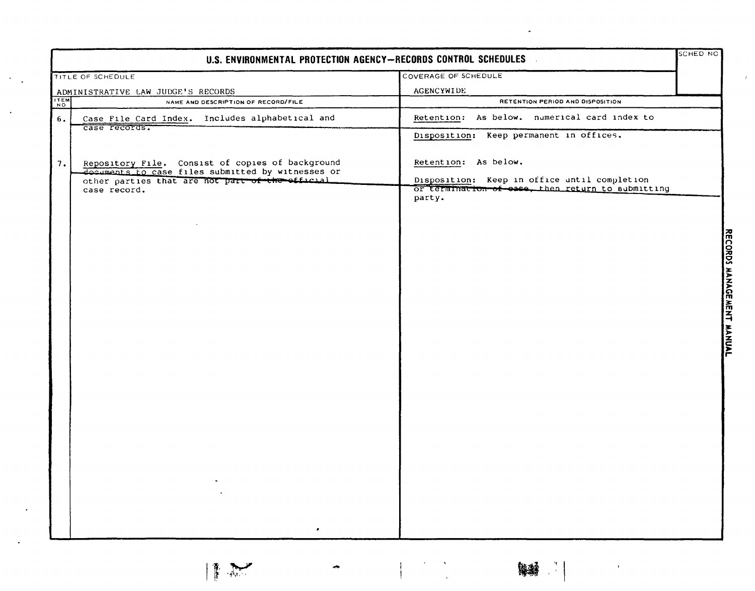# U.S. ENVIRONMENTAL PROTECTION AGENCY—RECORDS CONTROL SCHEDULES

| TITLE OF SCHEDULE | COVERAGE OF SCHEDULE | SCHED NO |
|---|---|---|
| ADMINISTRATIVE LAW JUDGE'S RECORDS | AGENCYWIDE | |

| ITEM NO | NAME AND DESCRIPTION OF RECORD/FILE | RETENTION PERIOD AND DISPOSITION |
|---|---|---|
| 6. | Case File Card Index. Includes alphabetical and case records. | Retention: As below. numerical card index to<br><br>Disposition: Keep permanent in offices. |
| 7. | Repository File. Consist of copies of background documents to case files submitted by witnesses or other parties that are not part of the official case record. | Retention: As below.<br><br>Disposition: Keep in office until completion or termination of case, then return to submitting party. |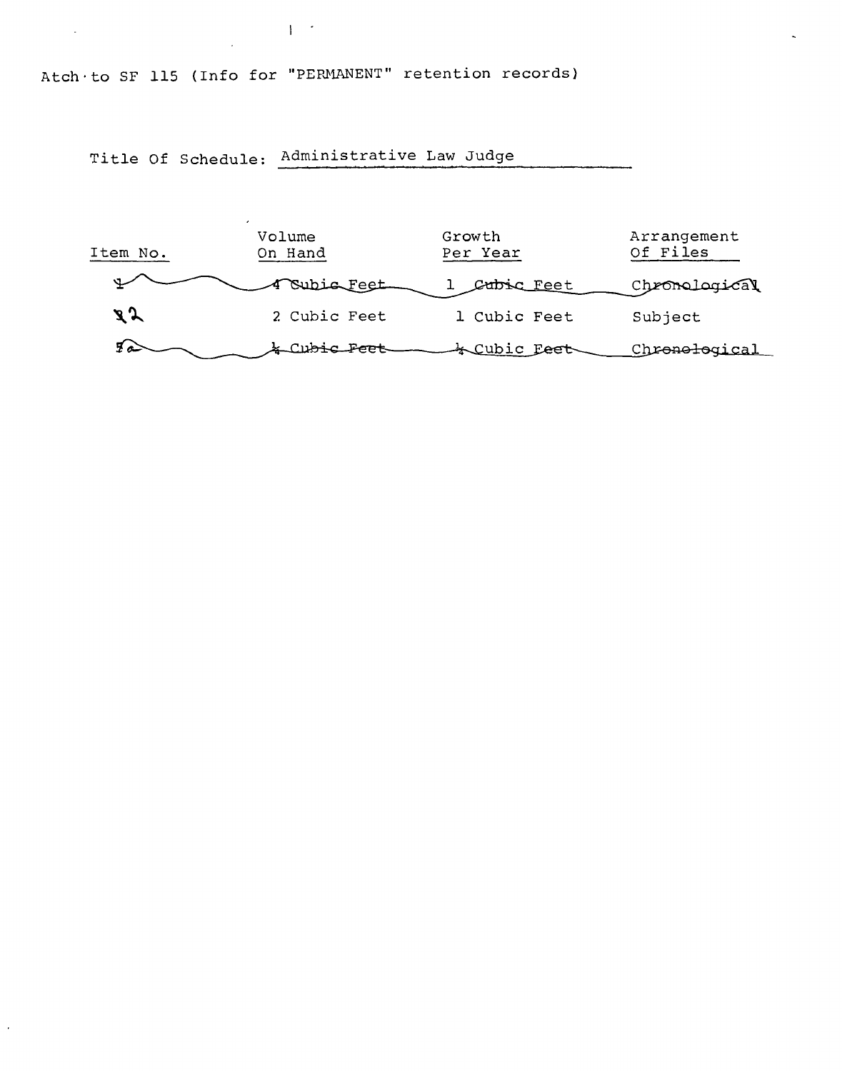Atch·to SF 115 (Info for "PERMANENT" retention records)

Title Of Schedule: Administrative Law Judge

| Item No. | Volume On Hand | Growth Per Year | Arrangement Of Files |
| --- | --- | --- | --- |
| 1 | 4 Cubic Feet | 1 Cubic Feet | Chronological |
| 2 | 2 Cubic Feet | 1 Cubic Feet | Subject |
| 5a | ¼ Cubic Feet | ¼ Cubic Feet | Chronological |